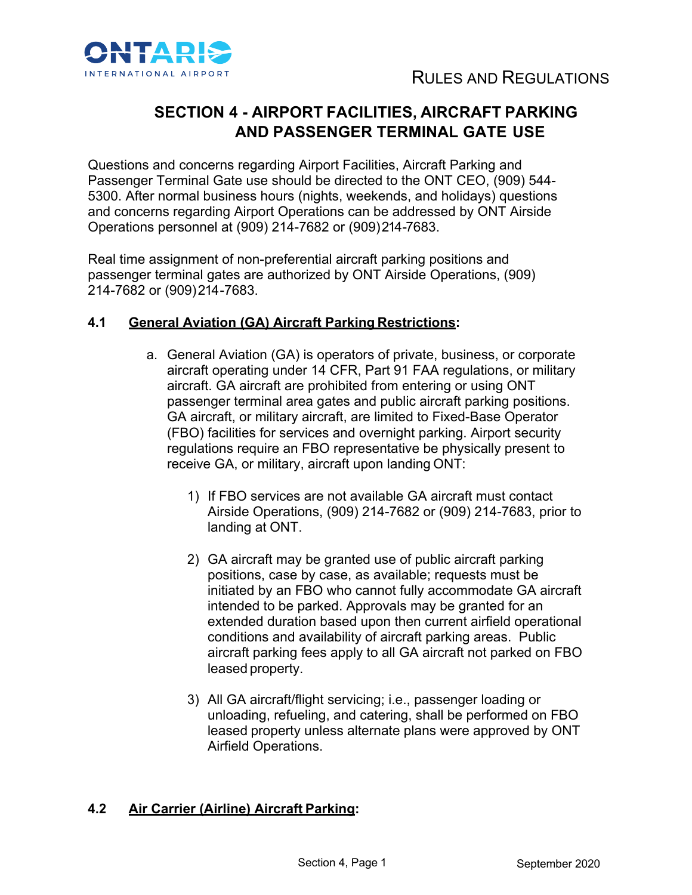# SECTION 4 - AIRPORT FACILITIES, AIRCRAFT PARKING AND PASSENGER TERMINAL GATE USE

Questions and concerns regarding Airport Facilities, Aircraft Parking and Passenger Terminal Gate use should be directed to the ONT CEO, (909) 544-5300. After normal business hours (nights, weekends, and holidays) questions and concerns regarding Airport Operations can be addressed by ONT Airside Operations personnel at (909) 214-7682 or (909) 214-7683.

Real time assignment of non-preferential aircraft parking positions and passenger terminal gates are authorized by ONT Airside Operations, (909) 214-7682 or (909) 214-7683.

## 4.1 General Aviation (GA) Aircraft Parking Restrictions:

a. General Aviation (GA) is operators of private, business, or corporate aircraft operating under 14 CFR, Part 91 FAA regulations, or military aircraft. GA aircraft are prohibited from entering or using ONT passenger terminal area gates and public aircraft parking positions. GA aircraft, or military aircraft, are limited to Fixed-Base Operator (FBO) facilities for services and overnight parking. Airport security regulations require an FBO representative be physically present to receive GA, or military, aircraft upon landing ONT:

   1) If FBO services are not available GA aircraft must contact Airside Operations, (909) 214-7682 or (909) 214-7683, prior to landing at ONT.

   2) GA aircraft may be granted use of public aircraft parking positions, case by case, as available; requests must be initiated by an FBO who cannot fully accommodate GA aircraft intended to be parked. Approvals may be granted for an extended duration based upon then current airfield operational conditions and availability of aircraft parking areas. Public aircraft parking fees apply to all GA aircraft not parked on FBO leased property.

   3) All GA aircraft/flight servicing; i.e., passenger loading or unloading, refueling, and catering, shall be performed on FBO leased property unless alternate plans were approved by ONT Airfield Operations.

## 4.2 Air Carrier (Airline) Aircraft Parking: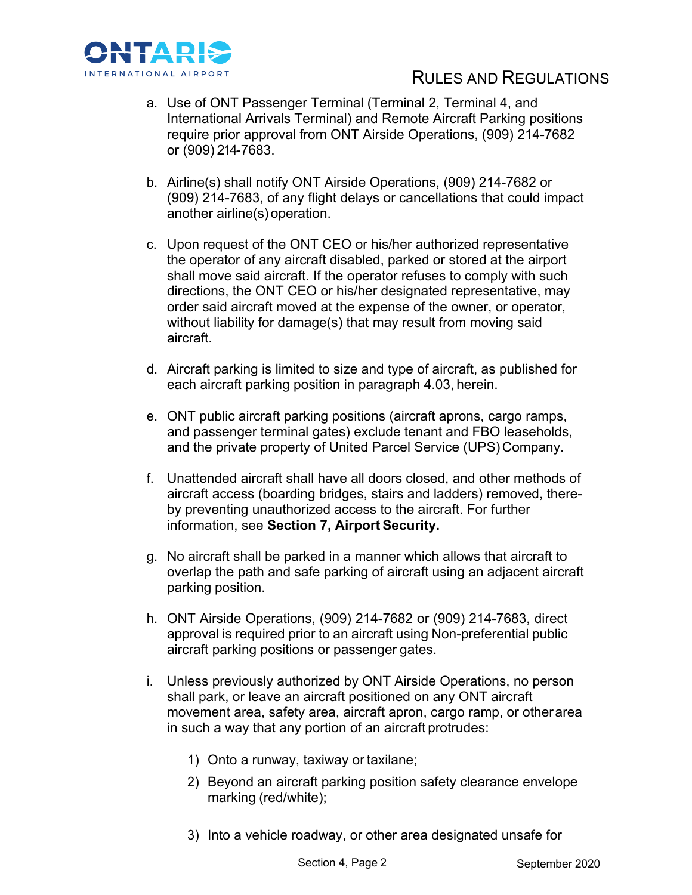a. Use of ONT Passenger Terminal (Terminal 2, Terminal 4, and International Arrivals Terminal) and Remote Aircraft Parking positions require prior approval from ONT Airside Operations, (909) 214-7682 or (909) 214-7683.

b. Airline(s) shall notify ONT Airside Operations, (909) 214-7682 or (909) 214-7683, of any flight delays or cancellations that could impact another airline(s) operation.

c. Upon request of the ONT CEO or his/her authorized representative the operator of any aircraft disabled, parked or stored at the airport shall move said aircraft. If the operator refuses to comply with such directions, the ONT CEO or his/her designated representative, may order said aircraft moved at the expense of the owner, or operator, without liability for damage(s) that may result from moving said aircraft.

d. Aircraft parking is limited to size and type of aircraft, as published for each aircraft parking position in paragraph 4.03, herein.

e. ONT public aircraft parking positions (aircraft aprons, cargo ramps, and passenger terminal gates) exclude tenant and FBO leaseholds, and the private property of United Parcel Service (UPS) Company.

f. Unattended aircraft shall have all doors closed, and other methods of aircraft access (boarding bridges, stairs and ladders) removed, there-by preventing unauthorized access to the aircraft. For further information, see **Section 7, Airport Security.**

g. No aircraft shall be parked in a manner which allows that aircraft to overlap the path and safe parking of aircraft using an adjacent aircraft parking position.

h. ONT Airside Operations, (909) 214-7682 or (909) 214-7683, direct approval is required prior to an aircraft using Non-preferential public aircraft parking positions or passenger gates.

i. Unless previously authorized by ONT Airside Operations, no person shall park, or leave an aircraft positioned on any ONT aircraft movement area, safety area, aircraft apron, cargo ramp, or other area in such a way that any portion of an aircraft protrudes:

   1) Onto a runway, taxiway or taxilane;

   2) Beyond an aircraft parking position safety clearance envelope marking (red/white);

   3) Into a vehicle roadway, or other area designated unsafe for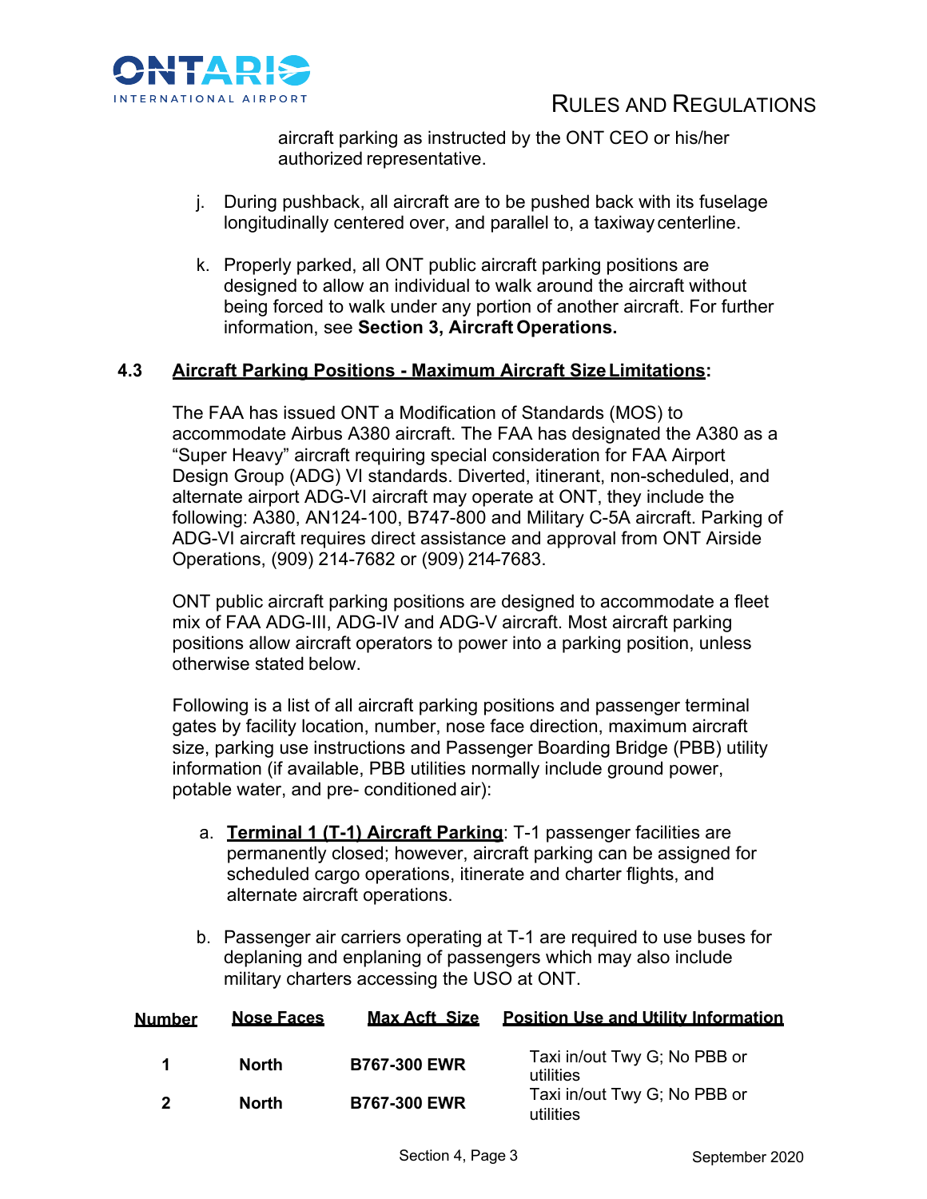aircraft parking as instructed by the ONT CEO or his/her authorized representative.

j. During pushback, all aircraft are to be pushed back with its fuselage longitudinally centered over, and parallel to, a taxiway centerline.

k. Properly parked, all ONT public aircraft parking positions are designed to allow an individual to walk around the aircraft without being forced to walk under any portion of another aircraft. For further information, see **Section 3, Aircraft Operations.**

### 4.3 <u>Aircraft Parking Positions - Maximum Aircraft Size Limitations</u>:

The FAA has issued ONT a Modification of Standards (MOS) to accommodate Airbus A380 aircraft. The FAA has designated the A380 as a "Super Heavy" aircraft requiring special consideration for FAA Airport Design Group (ADG) VI standards. Diverted, itinerant, non-scheduled, and alternate airport ADG-VI aircraft may operate at ONT, they include the following: A380, AN124-100, B747-800 and Military C-5A aircraft. Parking of ADG-VI aircraft requires direct assistance and approval from ONT Airside Operations, (909) 214-7682 or (909) 214-7683.

ONT public aircraft parking positions are designed to accommodate a fleet mix of FAA ADG-III, ADG-IV and ADG-V aircraft. Most aircraft parking positions allow aircraft operators to power into a parking position, unless otherwise stated below.

Following is a list of all aircraft parking positions and passenger terminal gates by facility location, number, nose face direction, maximum aircraft size, parking use instructions and Passenger Boarding Bridge (PBB) utility information (if available, PBB utilities normally include ground power, potable water, and pre- conditioned air):

a. **<u>Terminal 1 (T-1) Aircraft Parking</u>**: T-1 passenger facilities are permanently closed; however, aircraft parking can be assigned for scheduled cargo operations, itinerate and charter flights, and alternate aircraft operations.

b. Passenger air carriers operating at T-1 are required to use buses for deplaning and enplaning of passengers which may also include military charters accessing the USO at ONT.

| Number | Nose Faces | Max Acft Size | Position Use and Utility Information |
|---|---|---|---|
| **1** | **North** | **B767-300 EWR** | Taxi in/out Twy G; No PBB or utilities |
| **2** | **North** | **B767-300 EWR** | Taxi in/out Twy G; No PBB or utilities |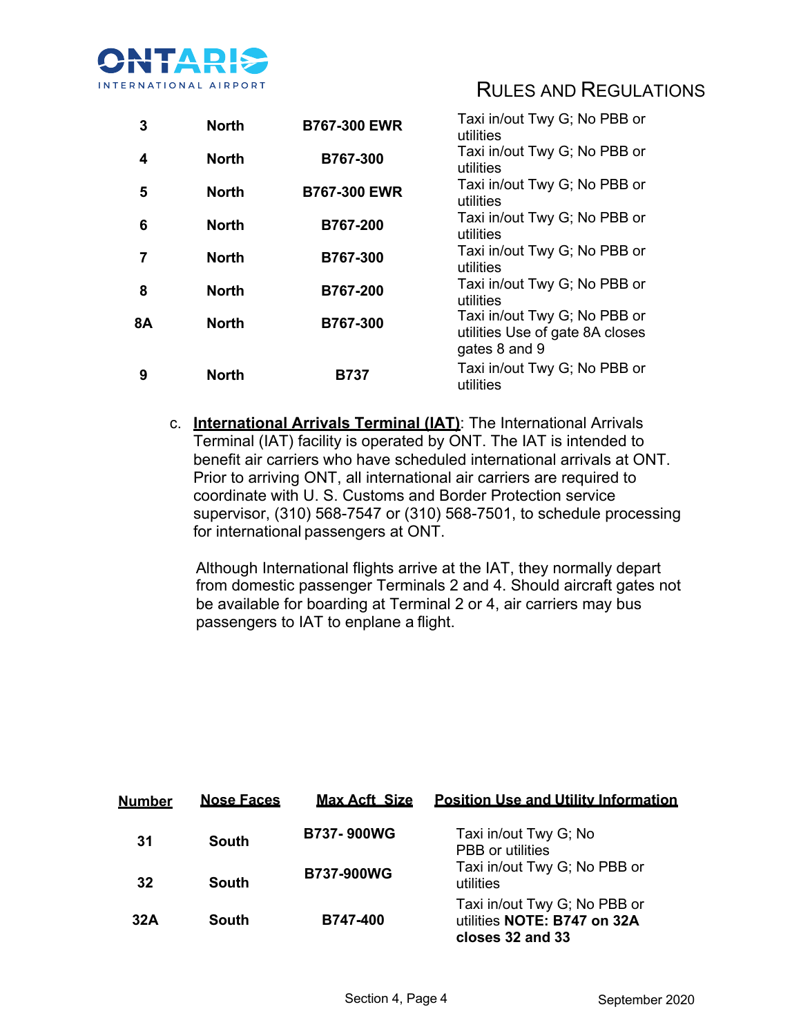| | | | |
|---|---|---|---|
| **3** | **North** | **B767-300 EWR** | Taxi in/out Twy G; No PBB or utilities |
| **4** | **North** | **B767-300** | Taxi in/out Twy G; No PBB or utilities |
| **5** | **North** | **B767-300 EWR** | Taxi in/out Twy G; No PBB or utilities |
| **6** | **North** | **B767-200** | Taxi in/out Twy G; No PBB or utilities |
| **7** | **North** | **B767-300** | Taxi in/out Twy G; No PBB or utilities |
| **8** | **North** | **B767-200** | Taxi in/out Twy G; No PBB or utilities |
| **8A** | **North** | **B767-300** | Taxi in/out Twy G; No PBB or utilities Use of gate 8A closes gates 8 and 9 |
| **9** | **North** | **B737** | Taxi in/out Twy G; No PBB or utilities |

c. **International Arrivals Terminal (IAT)**: The International Arrivals Terminal (IAT) facility is operated by ONT. The IAT is intended to benefit air carriers who have scheduled international arrivals at ONT. Prior to arriving ONT, all international air carriers are required to coordinate with U. S. Customs and Border Protection service supervisor, (310) 568-7547 or (310) 568-7501, to schedule processing for international passengers at ONT.

Although International flights arrive at the IAT, they normally depart from domestic passenger Terminals 2 and 4. Should aircraft gates not be available for boarding at Terminal 2 or 4, air carriers may bus passengers to IAT to enplane a flight.

| Number | Nose Faces | Max Acft Size | Position Use and Utility Information |
|---|---|---|---|
| **31** | **South** | **B737- 900WG** | Taxi in/out Twy G; No PBB or utilities |
| **32** | **South** | **B737-900WG** | Taxi in/out Twy G; No PBB or utilities |
| **32A** | **South** | **B747-400** | Taxi in/out Twy G; No PBB or utilities **NOTE: B747 on 32A closes 32 and 33** |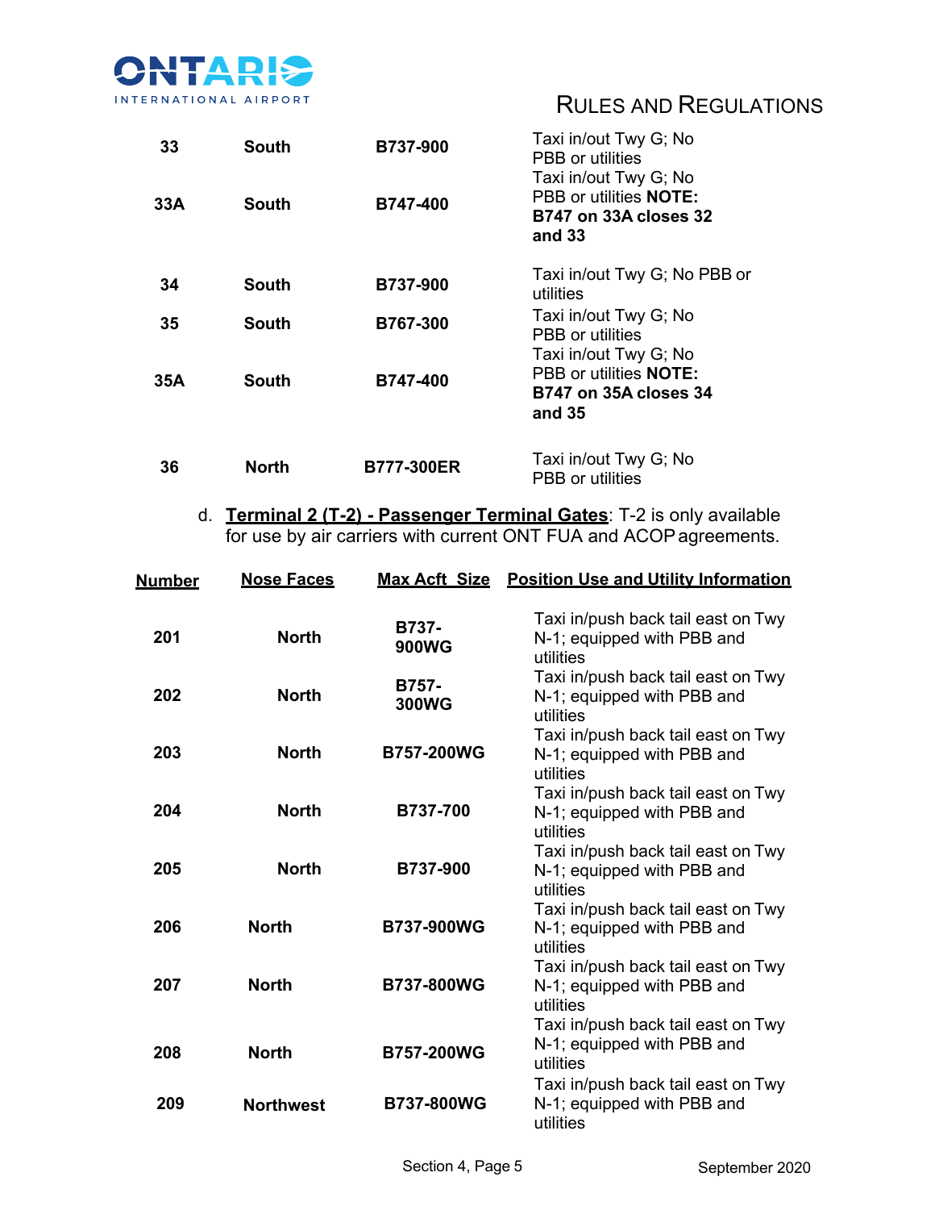| | | | |
|---|---|---|---|
| **33** | **South** | **B737-900** | Taxi in/out Twy G; No PBB or utilities |
| **33A** | **South** | **B747-400** | Taxi in/out Twy G; No PBB or utilities **NOTE: B747 on 33A closes 32 and 33** |
| **34** | **South** | **B737-900** | Taxi in/out Twy G; No PBB or utilities |
| **35** | **South** | **B767-300** | Taxi in/out Twy G; No PBB or utilities |
| **35A** | **South** | **B747-400** | Taxi in/out Twy G; No PBB or utilities **NOTE: B747 on 35A closes 34 and 35** |
| **36** | **North** | **B777-300ER** | Taxi in/out Twy G; No PBB or utilities |

d. **Terminal 2 (T-2) - Passenger Terminal Gates**: T-2 is only available for use by air carriers with current ONT FUA and ACOP agreements.

| **Number** | **Nose Faces** | **Max Acft Size** | **Position Use and Utility Information** |
|---|---|---|---|
| **201** | **North** | **B737-900WG** | Taxi in/push back tail east on Twy N-1; equipped with PBB and utilities |
| **202** | **North** | **B757-300WG** | Taxi in/push back tail east on Twy N-1; equipped with PBB and utilities |
| **203** | **North** | **B757-200WG** | Taxi in/push back tail east on Twy N-1; equipped with PBB and utilities |
| **204** | **North** | **B737-700** | Taxi in/push back tail east on Twy N-1; equipped with PBB and utilities |
| **205** | **North** | **B737-900** | Taxi in/push back tail east on Twy N-1; equipped with PBB and utilities |
| **206** | **North** | **B737-900WG** | Taxi in/push back tail east on Twy N-1; equipped with PBB and utilities |
| **207** | **North** | **B737-800WG** | Taxi in/push back tail east on Twy N-1; equipped with PBB and utilities |
| **208** | **North** | **B757-200WG** | Taxi in/push back tail east on Twy N-1; equipped with PBB and utilities |
| **209** | **Northwest** | **B737-800WG** | Taxi in/push back tail east on Twy N-1; equipped with PBB and utilities |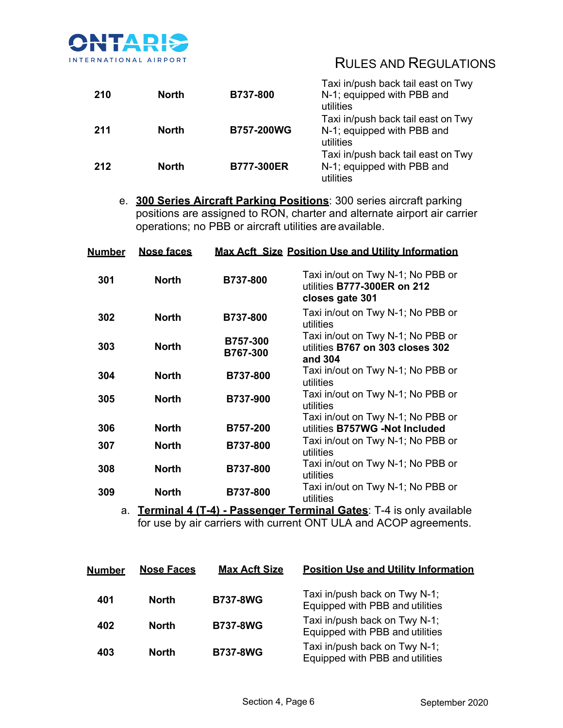| | | | |
|---|---|---|---|
| **210** | **North** | **B737-800** | Taxi in/push back tail east on Twy N-1; equipped with PBB and utilities |
| **211** | **North** | **B757-200WG** | Taxi in/push back tail east on Twy N-1; equipped with PBB and utilities |
| **212** | **North** | **B777-300ER** | Taxi in/push back tail east on Twy N-1; equipped with PBB and utilities |

e. **<u>300 Series Aircraft Parking Positions</u>**: 300 series aircraft parking positions are assigned to RON, charter and alternate airport air carrier operations; no PBB or aircraft utilities are available.

| <u>Number</u> | <u>Nose faces</u> | <u>Max Acft Size</u> | <u>Position Use and Utility Information</u> |
|---|---|---|---|
| **301** | **North** | **B737-800** | Taxi in/out on Twy N-1; No PBB or utilities **B777-300ER on 212 closes gate 301** |
| **302** | **North** | **B737-800** | Taxi in/out on Twy N-1; No PBB or utilities |
| **303** | **North** | **B757-300 B767-300** | Taxi in/out on Twy N-1; No PBB or utilities **B767 on 303 closes 302 and 304** |
| **304** | **North** | **B737-800** | Taxi in/out on Twy N-1; No PBB or utilities |
| **305** | **North** | **B737-900** | Taxi in/out on Twy N-1; No PBB or utilities |
| **306** | **North** | **B757-200** | Taxi in/out on Twy N-1; No PBB or utilities **B757WG -Not Included** |
| **307** | **North** | **B737-800** | Taxi in/out on Twy N-1; No PBB or utilities |
| **308** | **North** | **B737-800** | Taxi in/out on Twy N-1; No PBB or utilities |
| **309** | **North** | **B737-800** | Taxi in/out on Twy N-1; No PBB or utilities |

a. **<u>Terminal 4 (T-4) - Passenger Terminal Gates</u>**: T-4 is only available for use by air carriers with current ONT ULA and ACOP agreements.

| <u>Number</u> | <u>Nose Faces</u> | <u>Max Acft Size</u> | <u>Position Use and Utility Information</u> |
|---|---|---|---|
| **401** | **North** | **B737-8WG** | Taxi in/push back on Twy N-1; Equipped with PBB and utilities |
| **402** | **North** | **B737-8WG** | Taxi in/push back on Twy N-1; Equipped with PBB and utilities |
| **403** | **North** | **B737-8WG** | Taxi in/push back on Twy N-1; Equipped with PBB and utilities |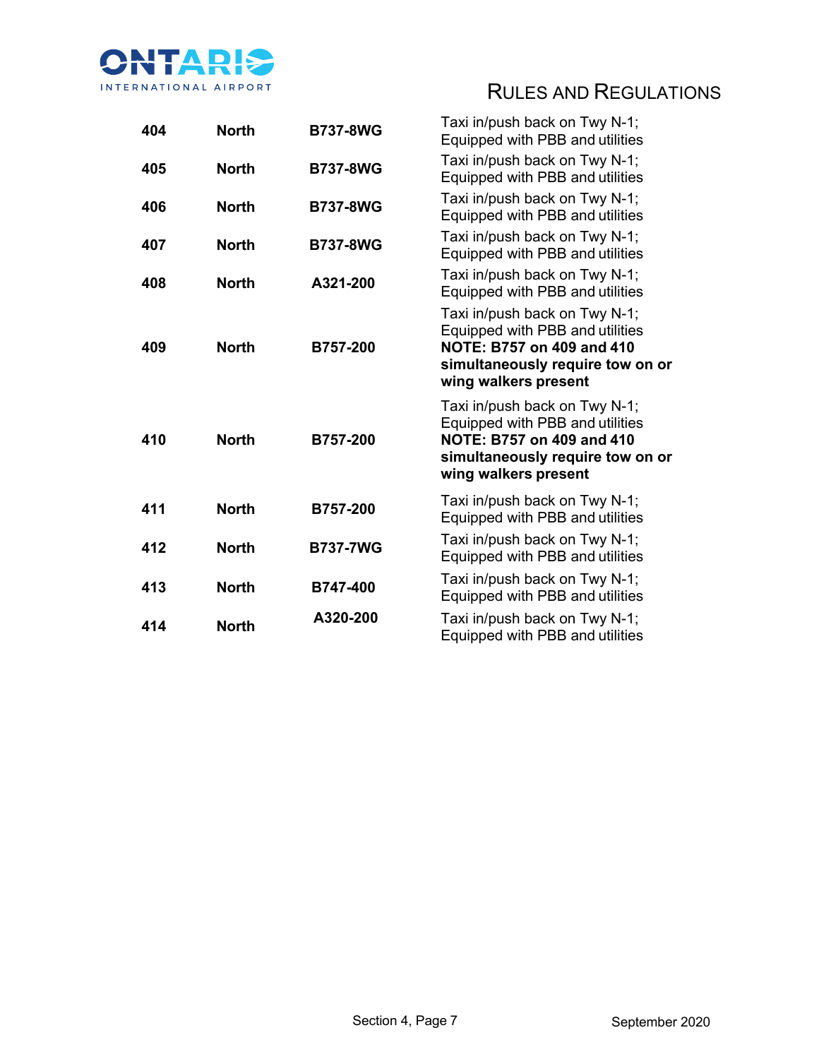| | | | |
|---|---|---|---|
| **404** | **North** | **B737-8WG** | Taxi in/push back on Twy N-1; Equipped with PBB and utilities |
| **405** | **North** | **B737-8WG** | Taxi in/push back on Twy N-1; Equipped with PBB and utilities |
| **406** | **North** | **B737-8WG** | Taxi in/push back on Twy N-1; Equipped with PBB and utilities |
| **407** | **North** | **B737-8WG** | Taxi in/push back on Twy N-1; Equipped with PBB and utilities |
| **408** | **North** | **A321-200** | Taxi in/push back on Twy N-1; Equipped with PBB and utilities |
| **409** | **North** | **B757-200** | Taxi in/push back on Twy N-1; Equipped with PBB and utilities **NOTE: B757 on 409 and 410 simultaneously require tow on or wing walkers present** |
| **410** | **North** | **B757-200** | Taxi in/push back on Twy N-1; Equipped with PBB and utilities **NOTE: B757 on 409 and 410 simultaneously require tow on or wing walkers present** |
| **411** | **North** | **B757-200** | Taxi in/push back on Twy N-1; Equipped with PBB and utilities |
| **412** | **North** | **B737-7WG** | Taxi in/push back on Twy N-1; Equipped with PBB and utilities |
| **413** | **North** | **B747-400** | Taxi in/push back on Twy N-1; Equipped with PBB and utilities |
| **414** | **North** | **A320-200** | Taxi in/push back on Twy N-1; Equipped with PBB and utilities |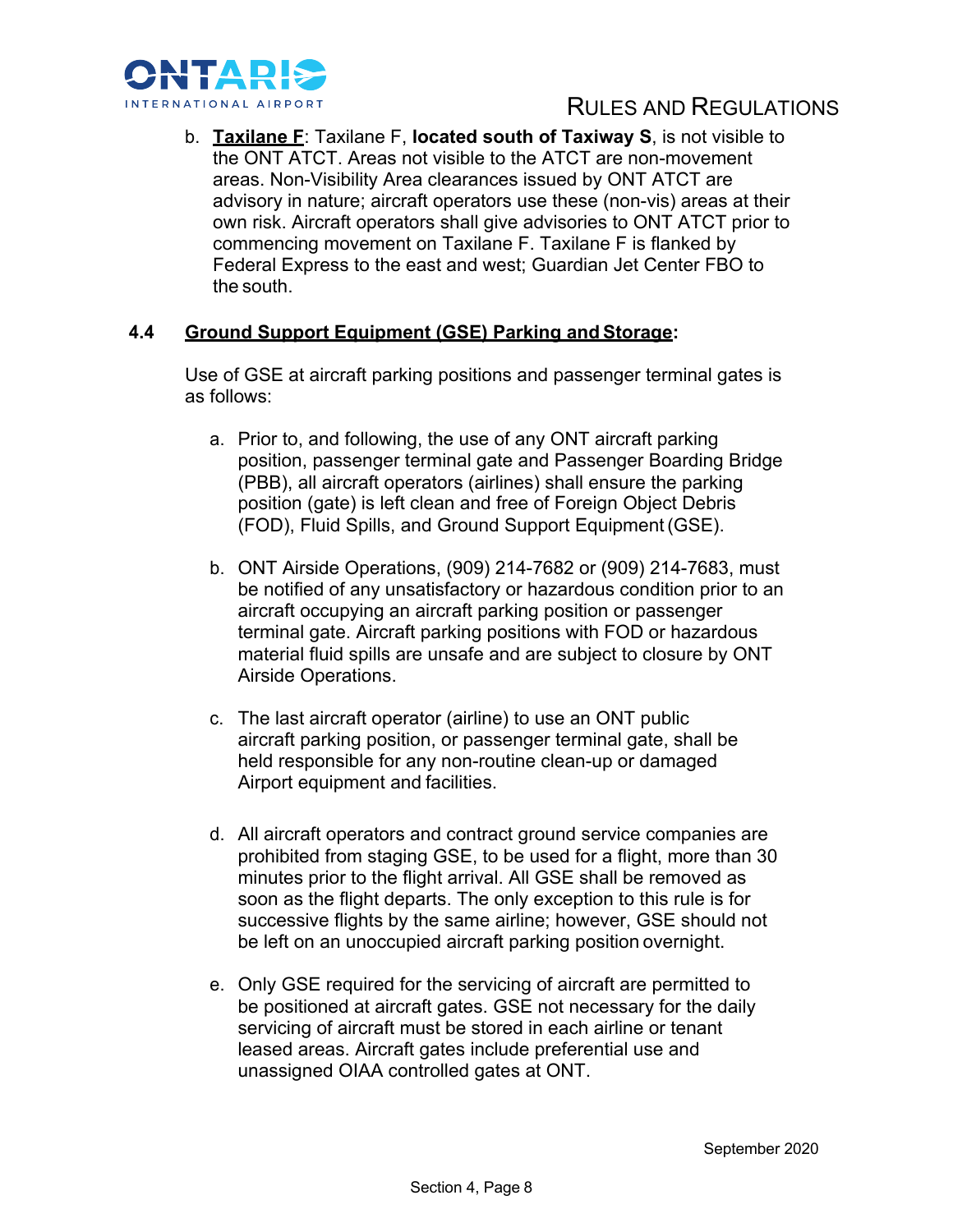b. **Taxilane F**: Taxilane F, **located south of Taxiway S**, is not visible to the ONT ATCT. Areas not visible to the ATCT are non-movement areas. Non-Visibility Area clearances issued by ONT ATCT are advisory in nature; aircraft operators use these (non-vis) areas at their own risk. Aircraft operators shall give advisories to ONT ATCT prior to commencing movement on Taxilane F. Taxilane F is flanked by Federal Express to the east and west; Guardian Jet Center FBO to the south.

### 4.4 Ground Support Equipment (GSE) Parking and Storage:

Use of GSE at aircraft parking positions and passenger terminal gates is as follows:

a. Prior to, and following, the use of any ONT aircraft parking position, passenger terminal gate and Passenger Boarding Bridge (PBB), all aircraft operators (airlines) shall ensure the parking position (gate) is left clean and free of Foreign Object Debris (FOD), Fluid Spills, and Ground Support Equipment (GSE).

b. ONT Airside Operations, (909) 214-7682 or (909) 214-7683, must be notified of any unsatisfactory or hazardous condition prior to an aircraft occupying an aircraft parking position or passenger terminal gate. Aircraft parking positions with FOD or hazardous material fluid spills are unsafe and are subject to closure by ONT Airside Operations.

c. The last aircraft operator (airline) to use an ONT public aircraft parking position, or passenger terminal gate, shall be held responsible for any non-routine clean-up or damaged Airport equipment and facilities.

d. All aircraft operators and contract ground service companies are prohibited from staging GSE, to be used for a flight, more than 30 minutes prior to the flight arrival. All GSE shall be removed as soon as the flight departs. The only exception to this rule is for successive flights by the same airline; however, GSE should not be left on an unoccupied aircraft parking position overnight.

e. Only GSE required for the servicing of aircraft are permitted to be positioned at aircraft gates. GSE not necessary for the daily servicing of aircraft must be stored in each airline or tenant leased areas. Aircraft gates include preferential use and unassigned OIAA controlled gates at ONT.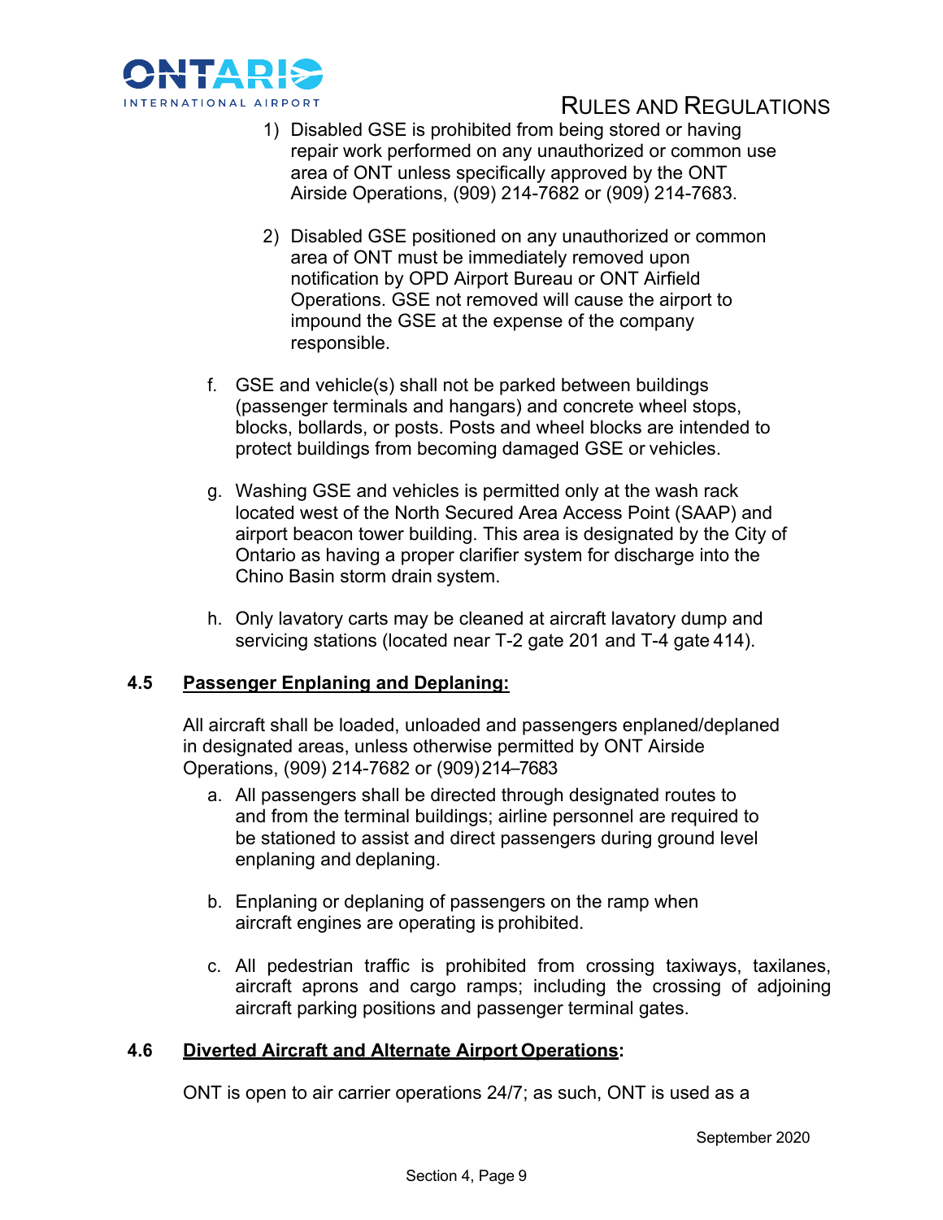1) Disabled GSE is prohibited from being stored or having repair work performed on any unauthorized or common use area of ONT unless specifically approved by the ONT Airside Operations, (909) 214-7682 or (909) 214-7683.

2) Disabled GSE positioned on any unauthorized or common area of ONT must be immediately removed upon notification by OPD Airport Bureau or ONT Airfield Operations. GSE not removed will cause the airport to impound the GSE at the expense of the company responsible.

f. GSE and vehicle(s) shall not be parked between buildings (passenger terminals and hangars) and concrete wheel stops, blocks, bollards, or posts. Posts and wheel blocks are intended to protect buildings from becoming damaged GSE or vehicles.

g. Washing GSE and vehicles is permitted only at the wash rack located west of the North Secured Area Access Point (SAAP) and airport beacon tower building. This area is designated by the City of Ontario as having a proper clarifier system for discharge into the Chino Basin storm drain system.

h. Only lavatory carts may be cleaned at aircraft lavatory dump and servicing stations (located near T-2 gate 201 and T-4 gate 414).

## 4.5 Passenger Enplaning and Deplaning:

All aircraft shall be loaded, unloaded and passengers enplaned/deplaned in designated areas, unless otherwise permitted by ONT Airside Operations, (909) 214-7682 or (909) 214–7683

a. All passengers shall be directed through designated routes to and from the terminal buildings; airline personnel are required to be stationed to assist and direct passengers during ground level enplaning and deplaning.

b. Enplaning or deplaning of passengers on the ramp when aircraft engines are operating is prohibited.

c. All pedestrian traffic is prohibited from crossing taxiways, taxilanes, aircraft aprons and cargo ramps; including the crossing of adjoining aircraft parking positions and passenger terminal gates.

## 4.6 Diverted Aircraft and Alternate Airport Operations:

ONT is open to air carrier operations 24/7; as such, ONT is used as a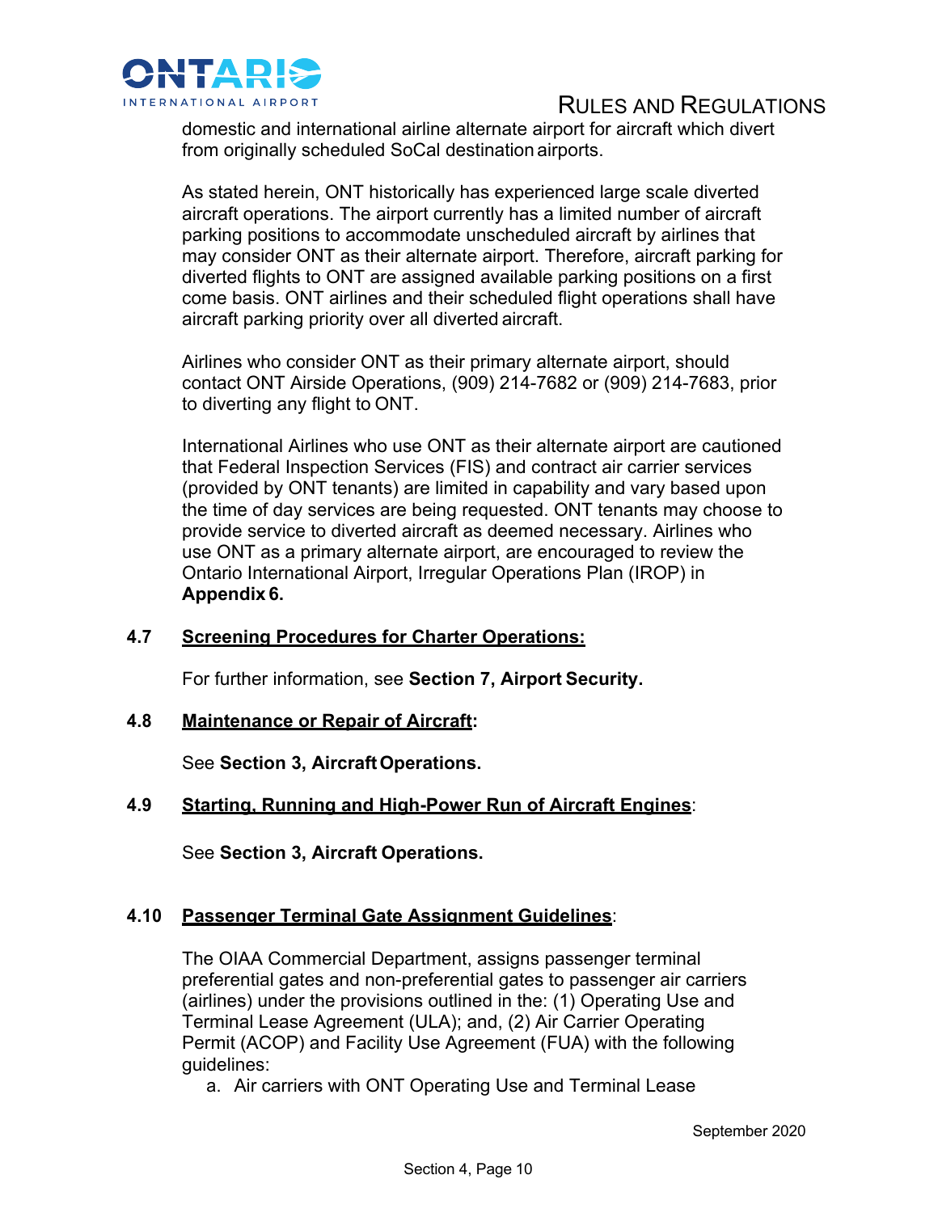domestic and international airline alternate airport for aircraft which divert from originally scheduled SoCal destination airports.

As stated herein, ONT historically has experienced large scale diverted aircraft operations. The airport currently has a limited number of aircraft parking positions to accommodate unscheduled aircraft by airlines that may consider ONT as their alternate airport. Therefore, aircraft parking for diverted flights to ONT are assigned available parking positions on a first come basis. ONT airlines and their scheduled flight operations shall have aircraft parking priority over all diverted aircraft.

Airlines who consider ONT as their primary alternate airport, should contact ONT Airside Operations, (909) 214-7682 or (909) 214-7683, prior to diverting any flight to ONT.

International Airlines who use ONT as their alternate airport are cautioned that Federal Inspection Services (FIS) and contract air carrier services (provided by ONT tenants) are limited in capability and vary based upon the time of day services are being requested. ONT tenants may choose to provide service to diverted aircraft as deemed necessary. Airlines who use ONT as a primary alternate airport, are encouraged to review the Ontario International Airport, Irregular Operations Plan (IROP) in **Appendix 6.**

### 4.7 Screening Procedures for Charter Operations:

For further information, see **Section 7, Airport Security.**

### 4.8 Maintenance or Repair of Aircraft:

See **Section 3, Aircraft Operations.**

### 4.9 Starting, Running and High-Power Run of Aircraft Engines:

See **Section 3, Aircraft Operations.**

### 4.10 Passenger Terminal Gate Assignment Guidelines:

The OIAA Commercial Department, assigns passenger terminal preferential gates and non-preferential gates to passenger air carriers (airlines) under the provisions outlined in the: (1) Operating Use and Terminal Lease Agreement (ULA); and, (2) Air Carrier Operating Permit (ACOP) and Facility Use Agreement (FUA) with the following guidelines:

a. Air carriers with ONT Operating Use and Terminal Lease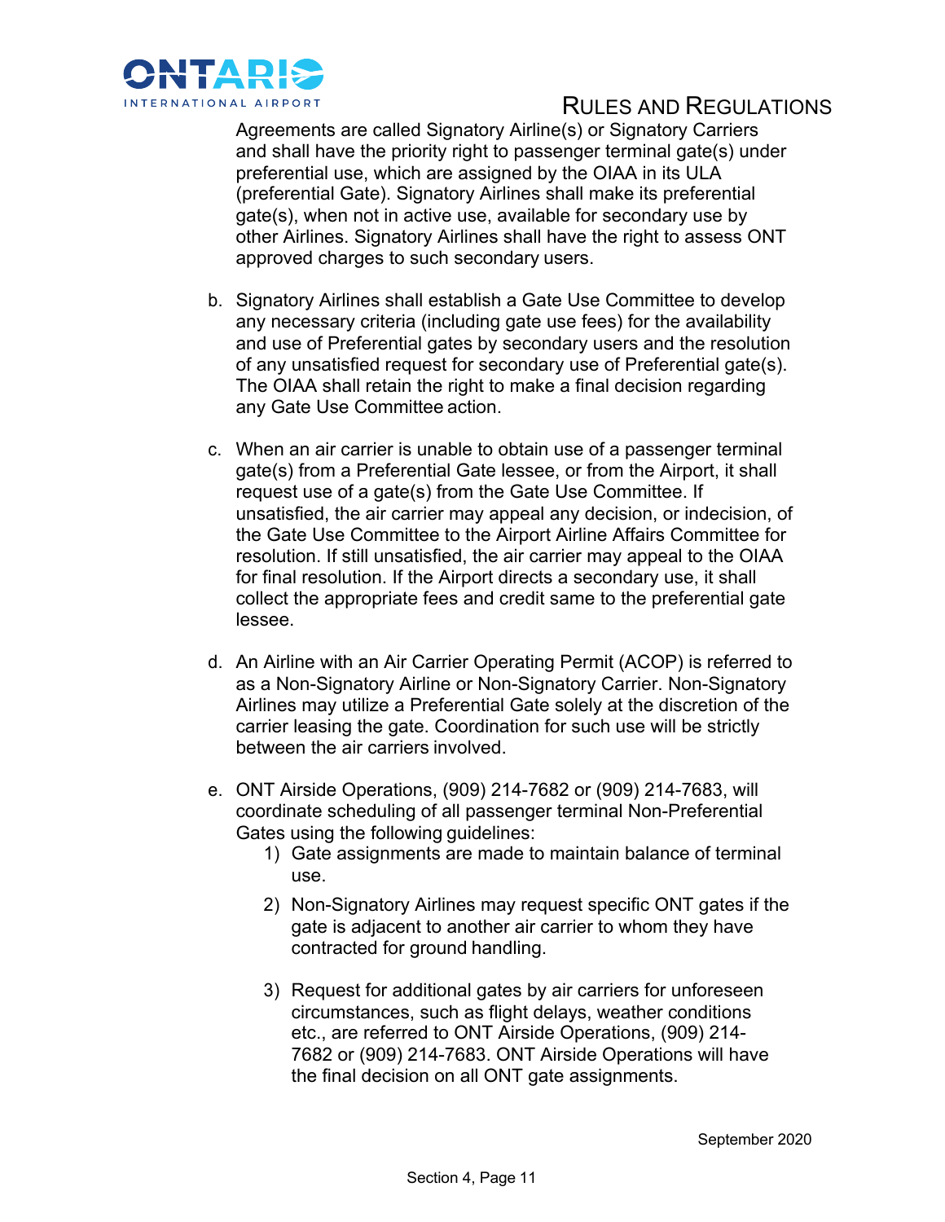Agreements are called Signatory Airline(s) or Signatory Carriers and shall have the priority right to passenger terminal gate(s) under preferential use, which are assigned by the OIAA in its ULA (preferential Gate). Signatory Airlines shall make its preferential gate(s), when not in active use, available for secondary use by other Airlines. Signatory Airlines shall have the right to assess ONT approved charges to such secondary users.

b. Signatory Airlines shall establish a Gate Use Committee to develop any necessary criteria (including gate use fees) for the availability and use of Preferential gates by secondary users and the resolution of any unsatisfied request for secondary use of Preferential gate(s). The OIAA shall retain the right to make a final decision regarding any Gate Use Committee action.

c. When an air carrier is unable to obtain use of a passenger terminal gate(s) from a Preferential Gate lessee, or from the Airport, it shall request use of a gate(s) from the Gate Use Committee. If unsatisfied, the air carrier may appeal any decision, or indecision, of the Gate Use Committee to the Airport Airline Affairs Committee for resolution. If still unsatisfied, the air carrier may appeal to the OIAA for final resolution. If the Airport directs a secondary use, it shall collect the appropriate fees and credit same to the preferential gate lessee.

d. An Airline with an Air Carrier Operating Permit (ACOP) is referred to as a Non-Signatory Airline or Non-Signatory Carrier. Non-Signatory Airlines may utilize a Preferential Gate solely at the discretion of the carrier leasing the gate. Coordination for such use will be strictly between the air carriers involved.

e. ONT Airside Operations, (909) 214-7682 or (909) 214-7683, will coordinate scheduling of all passenger terminal Non-Preferential Gates using the following guidelines:
    1) Gate assignments are made to maintain balance of terminal use.
    2) Non-Signatory Airlines may request specific ONT gates if the gate is adjacent to another air carrier to whom they have contracted for ground handling.
    3) Request for additional gates by air carriers for unforeseen circumstances, such as flight delays, weather conditions etc., are referred to ONT Airside Operations, (909) 214-7682 or (909) 214-7683. ONT Airside Operations will have the final decision on all ONT gate assignments.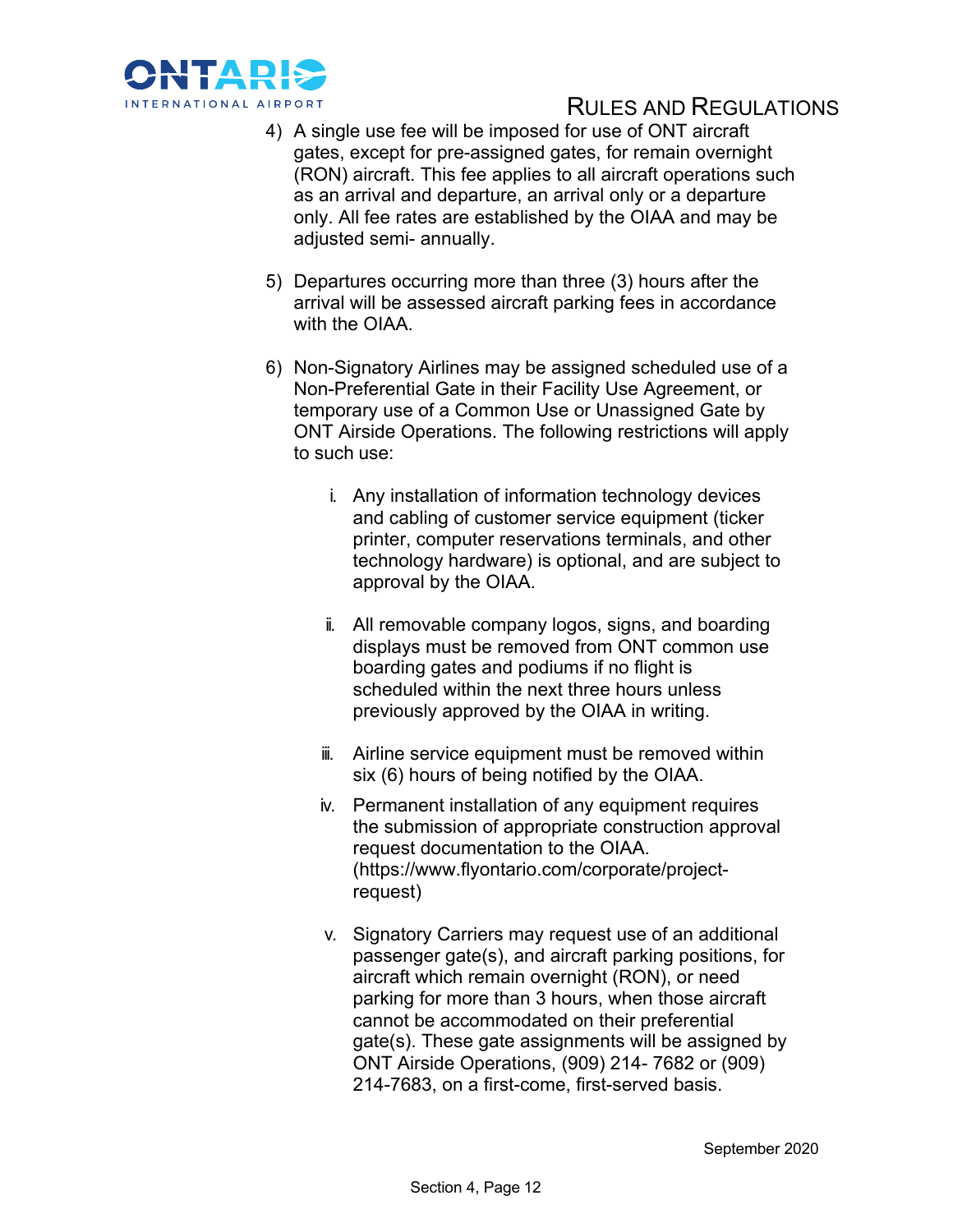4) A single use fee will be imposed for use of ONT aircraft gates, except for pre-assigned gates, for remain overnight (RON) aircraft. This fee applies to all aircraft operations such as an arrival and departure, an arrival only or a departure only. All fee rates are established by the OIAA and may be adjusted semi- annually.

5) Departures occurring more than three (3) hours after the arrival will be assessed aircraft parking fees in accordance with the OIAA.

6) Non-Signatory Airlines may be assigned scheduled use of a Non-Preferential Gate in their Facility Use Agreement, or temporary use of a Common Use or Unassigned Gate by ONT Airside Operations. The following restrictions will apply to such use:

   i. Any installation of information technology devices and cabling of customer service equipment (ticker printer, computer reservations terminals, and other technology hardware) is optional, and are subject to approval by the OIAA.

   ii. All removable company logos, signs, and boarding displays must be removed from ONT common use boarding gates and podiums if no flight is scheduled within the next three hours unless previously approved by the OIAA in writing.

   iii. Airline service equipment must be removed within six (6) hours of being notified by the OIAA.

   iv. Permanent installation of any equipment requires the submission of appropriate construction approval request documentation to the OIAA. (https://www.flyontario.com/corporate/project-request)

   v. Signatory Carriers may request use of an additional passenger gate(s), and aircraft parking positions, for aircraft which remain overnight (RON), or need parking for more than 3 hours, when those aircraft cannot be accommodated on their preferential gate(s). These gate assignments will be assigned by ONT Airside Operations, (909) 214- 7682 or (909) 214-7683, on a first-come, first-served basis.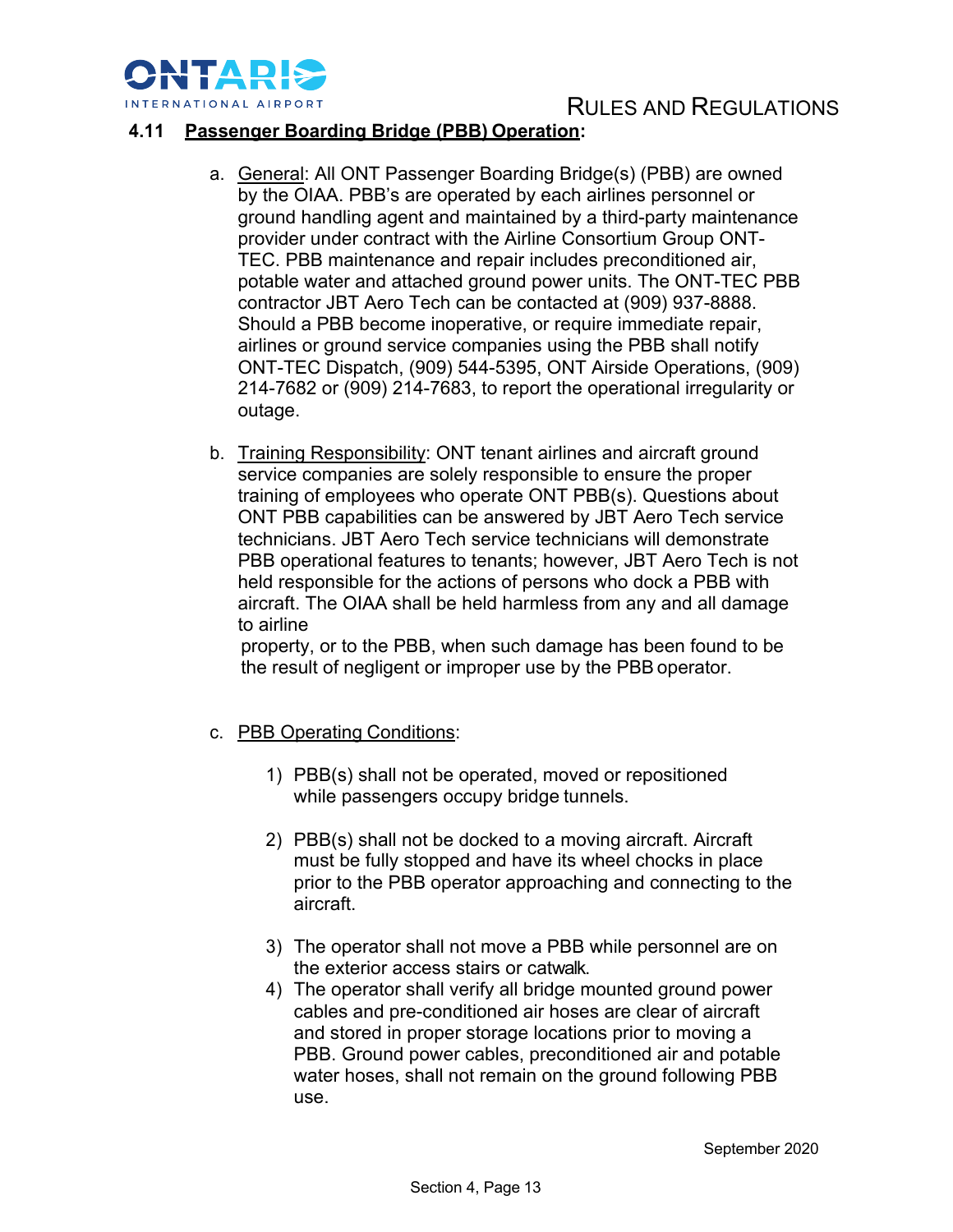### 4.11 **Passenger Boarding Bridge (PBB) Operation:**

a. General: All ONT Passenger Boarding Bridge(s) (PBB) are owned by the OIAA. PBB's are operated by each airlines personnel or ground handling agent and maintained by a third-party maintenance provider under contract with the Airline Consortium Group ONT-TEC. PBB maintenance and repair includes preconditioned air, potable water and attached ground power units. The ONT-TEC PBB contractor JBT Aero Tech can be contacted at (909) 937-8888. Should a PBB become inoperative, or require immediate repair, airlines or ground service companies using the PBB shall notify ONT-TEC Dispatch, (909) 544-5395, ONT Airside Operations, (909) 214-7682 or (909) 214-7683, to report the operational irregularity or outage.

b. Training Responsibility: ONT tenant airlines and aircraft ground service companies are solely responsible to ensure the proper training of employees who operate ONT PBB(s). Questions about ONT PBB capabilities can be answered by JBT Aero Tech service technicians. JBT Aero Tech service technicians will demonstrate PBB operational features to tenants; however, JBT Aero Tech is not held responsible for the actions of persons who dock a PBB with aircraft. The OIAA shall be held harmless from any and all damage to airline property, or to the PBB, when such damage has been found to be the result of negligent or improper use by the PBB operator.

c. PBB Operating Conditions:

1) PBB(s) shall not be operated, moved or repositioned while passengers occupy bridge tunnels.

2) PBB(s) shall not be docked to a moving aircraft. Aircraft must be fully stopped and have its wheel chocks in place prior to the PBB operator approaching and connecting to the aircraft.

3) The operator shall not move a PBB while personnel are on the exterior access stairs or catwalk.

4) The operator shall verify all bridge mounted ground power cables and pre-conditioned air hoses are clear of aircraft and stored in proper storage locations prior to moving a PBB. Ground power cables, preconditioned air and potable water hoses, shall not remain on the ground following PBB use.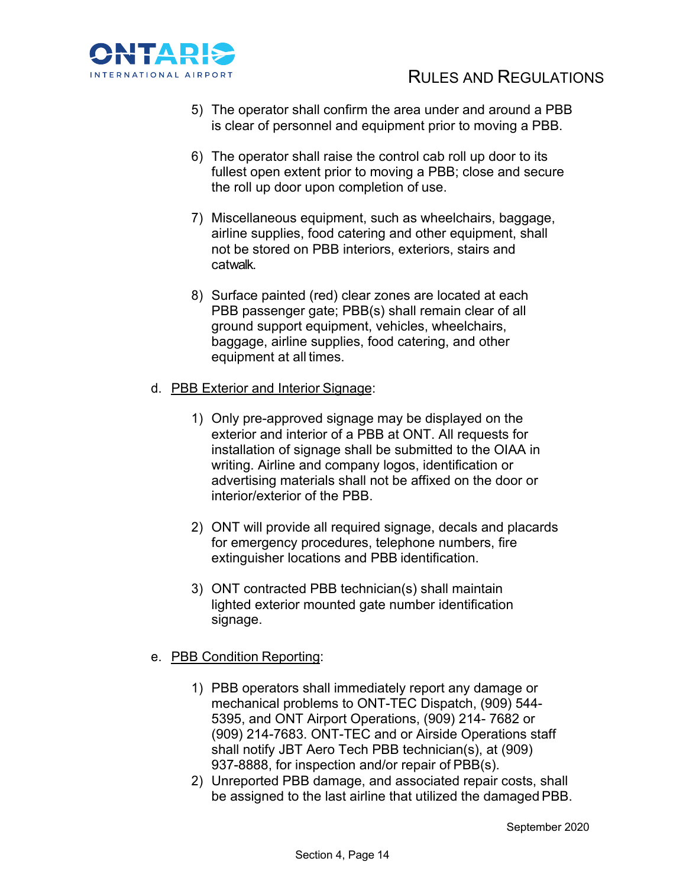5) The operator shall confirm the area under and around a PBB is clear of personnel and equipment prior to moving a PBB.

6) The operator shall raise the control cab roll up door to its fullest open extent prior to moving a PBB; close and secure the roll up door upon completion of use.

7) Miscellaneous equipment, such as wheelchairs, baggage, airline supplies, food catering and other equipment, shall not be stored on PBB interiors, exteriors, stairs and catwalk.

8) Surface painted (red) clear zones are located at each PBB passenger gate; PBB(s) shall remain clear of all ground support equipment, vehicles, wheelchairs, baggage, airline supplies, food catering, and other equipment at all times.

d. <u>PBB Exterior and Interior Signage</u>:

1) Only pre-approved signage may be displayed on the exterior and interior of a PBB at ONT. All requests for installation of signage shall be submitted to the OIAA in writing. Airline and company logos, identification or advertising materials shall not be affixed on the door or interior/exterior of the PBB.

2) ONT will provide all required signage, decals and placards for emergency procedures, telephone numbers, fire extinguisher locations and PBB identification.

3) ONT contracted PBB technician(s) shall maintain lighted exterior mounted gate number identification signage.

e. <u>PBB Condition Reporting</u>:

1) PBB operators shall immediately report any damage or mechanical problems to ONT-TEC Dispatch, (909) 544-5395, and ONT Airport Operations, (909) 214- 7682 or (909) 214-7683. ONT-TEC and or Airside Operations staff shall notify JBT Aero Tech PBB technician(s), at (909) 937-8888, for inspection and/or repair of PBB(s).
2) Unreported PBB damage, and associated repair costs, shall be assigned to the last airline that utilized the damaged PBB.

September 2020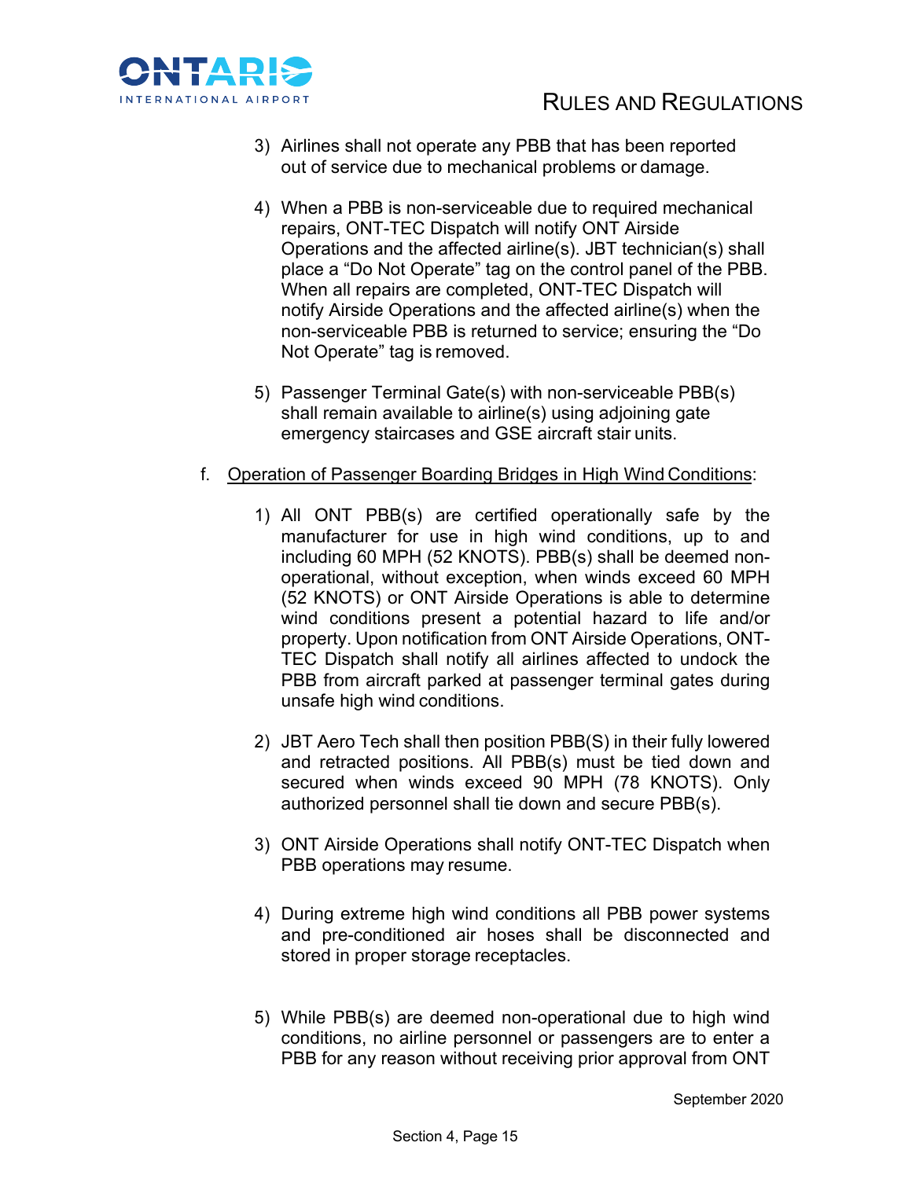3) Airlines shall not operate any PBB that has been reported out of service due to mechanical problems or damage.

4) When a PBB is non-serviceable due to required mechanical repairs, ONT-TEC Dispatch will notify ONT Airside Operations and the affected airline(s). JBT technician(s) shall place a “Do Not Operate” tag on the control panel of the PBB. When all repairs are completed, ONT-TEC Dispatch will notify Airside Operations and the affected airline(s) when the non-serviceable PBB is returned to service; ensuring the “Do Not Operate” tag is removed.

5) Passenger Terminal Gate(s) with non-serviceable PBB(s) shall remain available to airline(s) using adjoining gate emergency staircases and GSE aircraft stair units.

f. <u>Operation of Passenger Boarding Bridges in High Wind Conditions</u>:

1) All ONT PBB(s) are certified operationally safe by the manufacturer for use in high wind conditions, up to and including 60 MPH (52 KNOTS). PBB(s) shall be deemed non-operational, without exception, when winds exceed 60 MPH (52 KNOTS) or ONT Airside Operations is able to determine wind conditions present a potential hazard to life and/or property. Upon notification from ONT Airside Operations, ONT-TEC Dispatch shall notify all airlines affected to undock the PBB from aircraft parked at passenger terminal gates during unsafe high wind conditions.

2) JBT Aero Tech shall then position PBB(S) in their fully lowered and retracted positions. All PBB(s) must be tied down and secured when winds exceed 90 MPH (78 KNOTS). Only authorized personnel shall tie down and secure PBB(s).

3) ONT Airside Operations shall notify ONT-TEC Dispatch when PBB operations may resume.

4) During extreme high wind conditions all PBB power systems and pre-conditioned air hoses shall be disconnected and stored in proper storage receptacles.

5) While PBB(s) are deemed non-operational due to high wind conditions, no airline personnel or passengers are to enter a PBB for any reason without receiving prior approval from ONT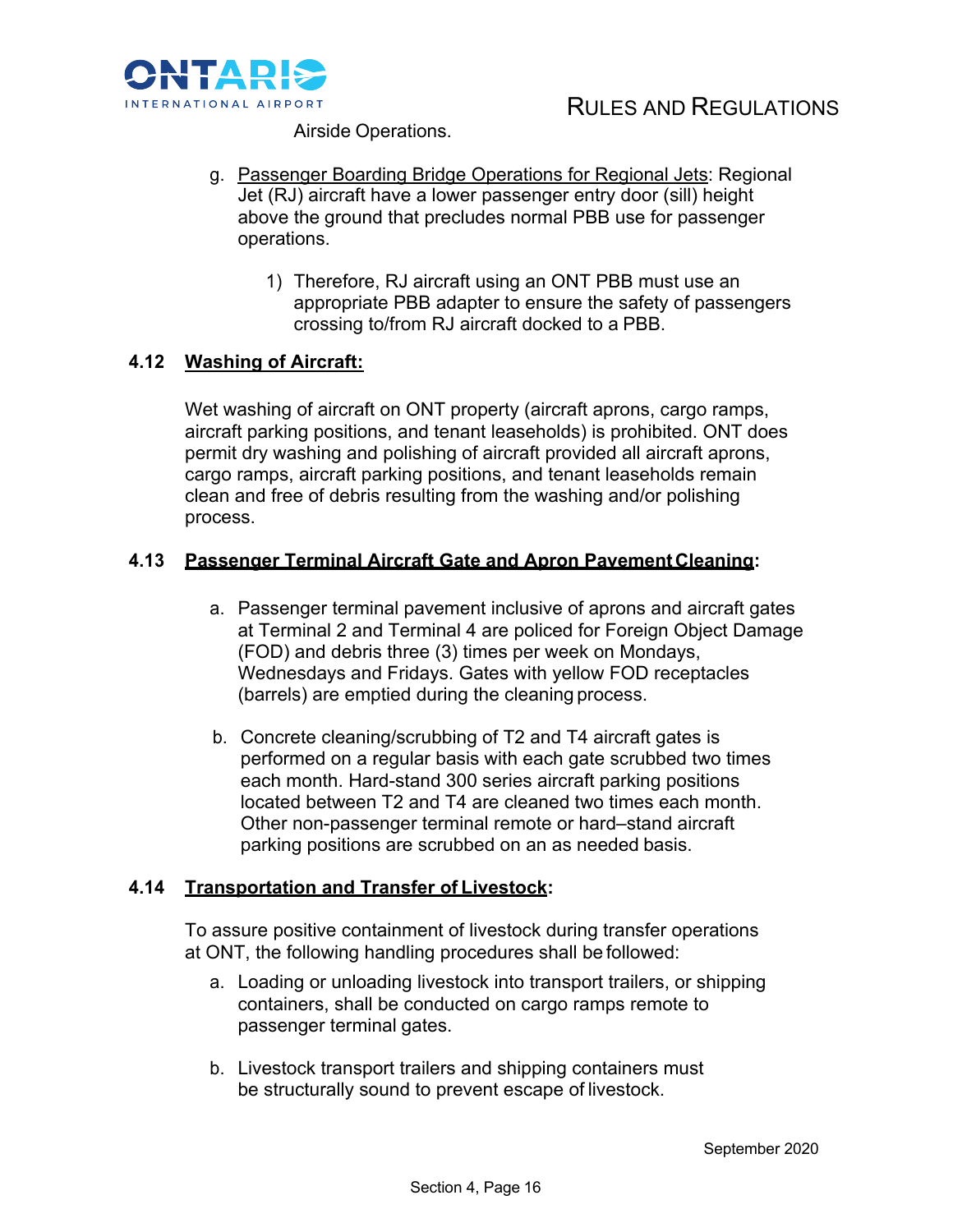Airside Operations.

g. Passenger Boarding Bridge Operations for Regional Jets: Regional Jet (RJ) aircraft have a lower passenger entry door (sill) height above the ground that precludes normal PBB use for passenger operations.

   1) Therefore, RJ aircraft using an ONT PBB must use an appropriate PBB adapter to ensure the safety of passengers crossing to/from RJ aircraft docked to a PBB.

### 4.12 Washing of Aircraft:

Wet washing of aircraft on ONT property (aircraft aprons, cargo ramps, aircraft parking positions, and tenant leaseholds) is prohibited. ONT does permit dry washing and polishing of aircraft provided all aircraft aprons, cargo ramps, aircraft parking positions, and tenant leaseholds remain clean and free of debris resulting from the washing and/or polishing process.

### 4.13 Passenger Terminal Aircraft Gate and Apron Pavement Cleaning:

a. Passenger terminal pavement inclusive of aprons and aircraft gates at Terminal 2 and Terminal 4 are policed for Foreign Object Damage (FOD) and debris three (3) times per week on Mondays, Wednesdays and Fridays. Gates with yellow FOD receptacles (barrels) are emptied during the cleaning process.

b. Concrete cleaning/scrubbing of T2 and T4 aircraft gates is performed on a regular basis with each gate scrubbed two times each month. Hard-stand 300 series aircraft parking positions located between T2 and T4 are cleaned two times each month. Other non-passenger terminal remote or hard–stand aircraft parking positions are scrubbed on an as needed basis.

### 4.14 Transportation and Transfer of Livestock:

To assure positive containment of livestock during transfer operations at ONT, the following handling procedures shall be followed:

a. Loading or unloading livestock into transport trailers, or shipping containers, shall be conducted on cargo ramps remote to passenger terminal gates.

b. Livestock transport trailers and shipping containers must be structurally sound to prevent escape of livestock.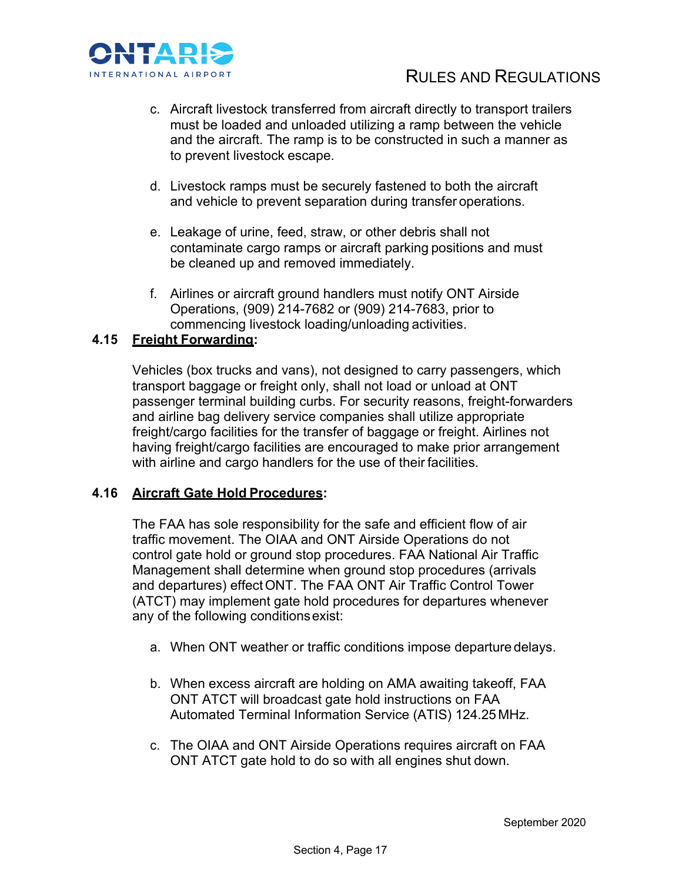c. Aircraft livestock transferred from aircraft directly to transport trailers must be loaded and unloaded utilizing a ramp between the vehicle and the aircraft. The ramp is to be constructed in such a manner as to prevent livestock escape.

d. Livestock ramps must be securely fastened to both the aircraft and vehicle to prevent separation during transfer operations.

e. Leakage of urine, feed, straw, or other debris shall not contaminate cargo ramps or aircraft parking positions and must be cleaned up and removed immediately.

f. Airlines or aircraft ground handlers must notify ONT Airside Operations, (909) 214-7682 or (909) 214-7683, prior to commencing livestock loading/unloading activities.

### 4.15 <u>Freight Forwarding</u>:

Vehicles (box trucks and vans), not designed to carry passengers, which transport baggage or freight only, shall not load or unload at ONT passenger terminal building curbs. For security reasons, freight-forwarders and airline bag delivery service companies shall utilize appropriate freight/cargo facilities for the transfer of baggage or freight. Airlines not having freight/cargo facilities are encouraged to make prior arrangement with airline and cargo handlers for the use of their facilities.

### 4.16 <u>Aircraft Gate Hold Procedures</u>:

The FAA has sole responsibility for the safe and efficient flow of air traffic movement. The OIAA and ONT Airside Operations do not control gate hold or ground stop procedures. FAA National Air Traffic Management shall determine when ground stop procedures (arrivals and departures) effect ONT. The FAA ONT Air Traffic Control Tower (ATCT) may implement gate hold procedures for departures whenever any of the following conditions exist:

a. When ONT weather or traffic conditions impose departure delays.

b. When excess aircraft are holding on AMA awaiting takeoff, FAA ONT ATCT will broadcast gate hold instructions on FAA Automated Terminal Information Service (ATIS) 124.25 MHz.

c. The OIAA and ONT Airside Operations requires aircraft on FAA ONT ATCT gate hold to do so with all engines shut down.

September 2020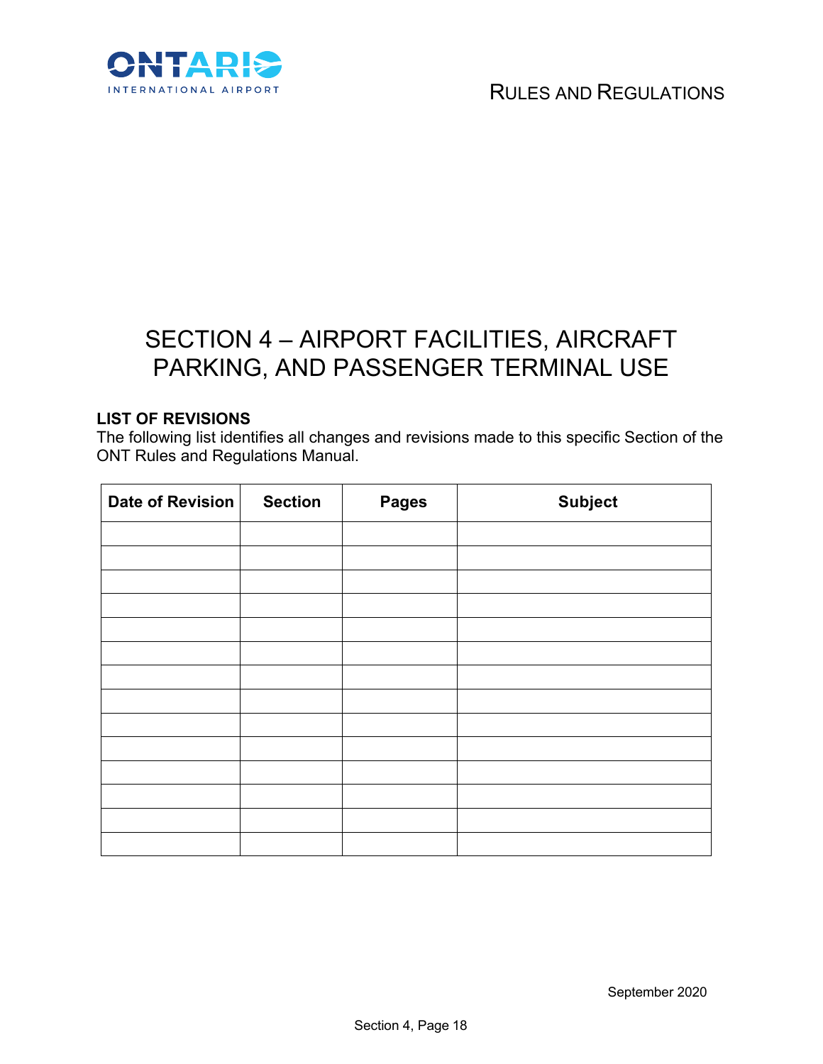# SECTION 4 – AIRPORT FACILITIES, AIRCRAFT PARKING, AND PASSENGER TERMINAL USE

**LIST OF REVISIONS**

The following list identifies all changes and revisions made to this specific Section of the ONT Rules and Regulations Manual.

| Date of Revision | Section | Pages | Subject |
|---|---|---|---|
| | | | |
| | | | |
| | | | |
| | | | |
| | | | |
| | | | |
| | | | |
| | | | |
| | | | |
| | | | |
| | | | |
| | | | |
| | | | |
| | | | |

September 2020